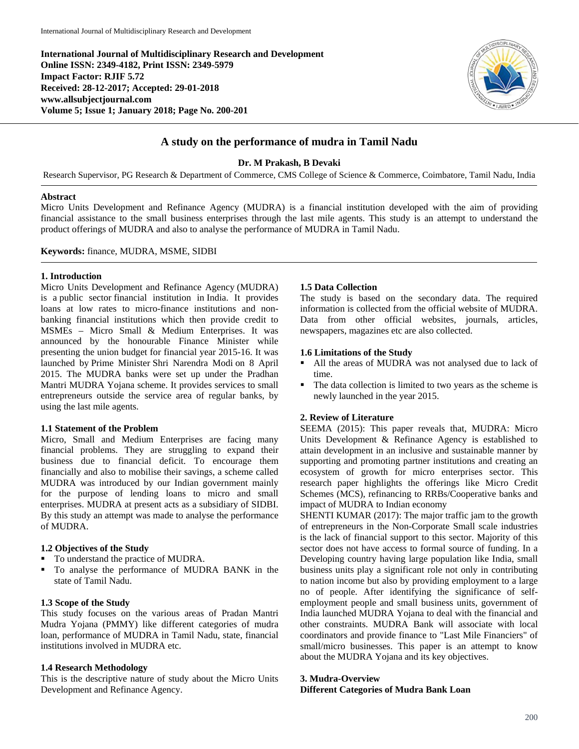**International Journal of Multidisciplinary Research and Development**
**Online ISSN: 2349-4182, Print ISSN: 2349-5979**
**Impact Factor: RJIF 5.72**
**Received: 28-12-2017; Accepted: 29-01-2018**
**www.allsubjectjournal.com**
**Volume 5; Issue 1; January 2018; Page No. 200-201**

# A study on the performance of mudra in Tamil Nadu

**Dr. M Prakash, B Devaki**

Research Supervisor, PG Research & Department of Commerce, CMS College of Science & Commerce, Coimbatore, Tamil Nadu, India

## Abstract

Micro Units Development and Refinance Agency (MUDRA) is a financial institution developed with the aim of providing financial assistance to the small business enterprises through the last mile agents. This study is an attempt to understand the product offerings of MUDRA and also to analyse the performance of MUDRA in Tamil Nadu.

**Keywords:** finance, MUDRA, MSME, SIDBI

## 1. Introduction

Micro Units Development and Refinance Agency (MUDRA) is a public sector financial institution in India. It provides loans at low rates to micro-finance institutions and non-banking financial institutions which then provide credit to MSMEs – Micro Small & Medium Enterprises. It was announced by the honourable Finance Minister while presenting the union budget for financial year 2015-16. It was launched by Prime Minister Shri Narendra Modi on 8 April 2015. The MUDRA banks were set up under the Pradhan Mantri MUDRA Yojana scheme. It provides services to small entrepreneurs outside the service area of regular banks, by using the last mile agents.

### 1.1 Statement of the Problem

Micro, Small and Medium Enterprises are facing many financial problems. They are struggling to expand their business due to financial deficit. To encourage them financially and also to mobilise their savings, a scheme called MUDRA was introduced by our Indian government mainly for the purpose of lending loans to micro and small enterprises. MUDRA at present acts as a subsidiary of SIDBI. By this study an attempt was made to analyse the performance of MUDRA.

### 1.2 Objectives of the Study

- To understand the practice of MUDRA.
- To analyse the performance of MUDRA BANK in the state of Tamil Nadu.

### 1.3 Scope of the Study

This study focuses on the various areas of Pradan Mantri Mudra Yojana (PMMY) like different categories of mudra loan, performance of MUDRA in Tamil Nadu, state, financial institutions involved in MUDRA etc.

### 1.4 Research Methodology

This is the descriptive nature of study about the Micro Units Development and Refinance Agency.

### 1.5 Data Collection

The study is based on the secondary data. The required information is collected from the official website of MUDRA. Data from other official websites, journals, articles, newspapers, magazines etc are also collected.

### 1.6 Limitations of the Study

- All the areas of MUDRA was not analysed due to lack of time.
- The data collection is limited to two years as the scheme is newly launched in the year 2015.

## 2. Review of Literature

SEEMA (2015): This paper reveals that, MUDRA: Micro Units Development & Refinance Agency is established to attain development in an inclusive and sustainable manner by supporting and promoting partner institutions and creating an ecosystem of growth for micro enterprises sector. This research paper highlights the offerings like Micro Credit Schemes (MCS), refinancing to RRBs/Cooperative banks and impact of MUDRA to Indian economy

SHENTI KUMAR (2017): The major traffic jam to the growth of entrepreneurs in the Non-Corporate Small scale industries is the lack of financial support to this sector. Majority of this sector does not have access to formal source of funding. In a Developing country having large population like India, small business units play a significant role not only in contributing to nation income but also by providing employment to a large no of people. After identifying the significance of self-employment people and small business units, government of India launched MUDRA Yojana to deal with the financial and other constraints. MUDRA Bank will associate with local coordinators and provide finance to "Last Mile Financiers" of small/micro businesses. This paper is an attempt to know about the MUDRA Yojana and its key objectives.

## 3. Mudra-Overview

**Different Categories of Mudra Bank Loan**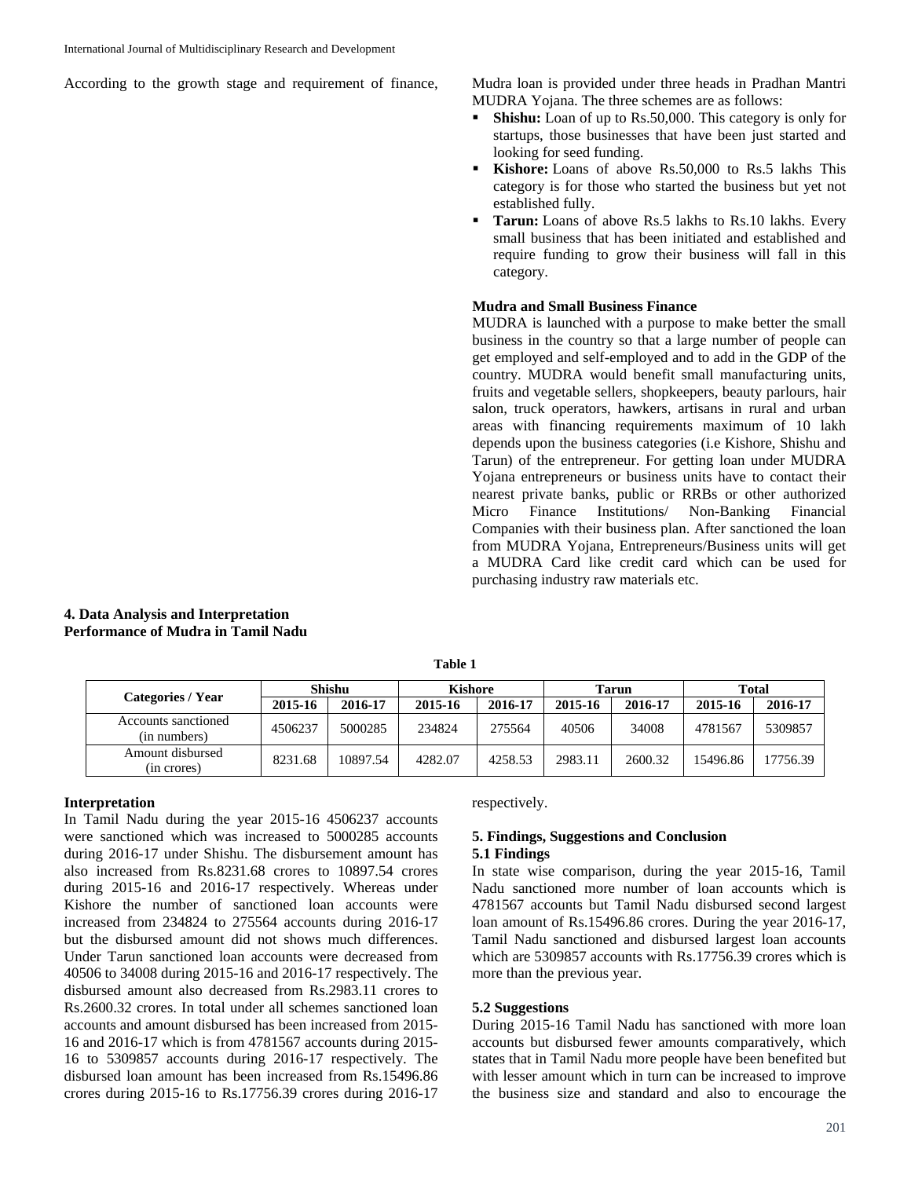According to the growth stage and requirement of finance, Mudra loan is provided under three heads in Pradhan Mantri MUDRA Yojana. The three schemes are as follows:

- **Shishu:** Loan of up to Rs.50,000. This category is only for startups, those businesses that have been just started and looking for seed funding.
- **Kishore:** Loans of above Rs.50,000 to Rs.5 lakhs This category is for those who started the business but yet not established fully.
- **Tarun:** Loans of above Rs.5 lakhs to Rs.10 lakhs. Every small business that has been initiated and established and require funding to grow their business will fall in this category.

**Mudra and Small Business Finance**

MUDRA is launched with a purpose to make better the small business in the country so that a large number of people can get employed and self-employed and to add in the GDP of the country. MUDRA would benefit small manufacturing units, fruits and vegetable sellers, shopkeepers, beauty parlours, hair salon, truck operators, hawkers, artisans in rural and urban areas with financing requirements maximum of 10 lakh depends upon the business categories (i.e Kishore, Shishu and Tarun) of the entrepreneur. For getting loan under MUDRA Yojana entrepreneurs or business units have to contact their nearest private banks, public or RRBs or other authorized Micro Finance Institutions/ Non-Banking Financial Companies with their business plan. After sanctioned the loan from MUDRA Yojana, Entrepreneurs/Business units will get a MUDRA Card like credit card which can be used for purchasing industry raw materials etc.

## 4. Data Analysis and Interpretation

### Performance of Mudra in Tamil Nadu

**Table 1**

| Categories / Year | Shishu | | Kishore | | Tarun | | Total | |
|---|---|---|---|---|---|---|---|---|
| | 2015-16 | 2016-17 | 2015-16 | 2016-17 | 2015-16 | 2016-17 | 2015-16 | 2016-17 |
| Accounts sanctioned (in numbers) | 4506237 | 5000285 | 234824 | 275564 | 40506 | 34008 | 4781567 | 5309857 |
| Amount disbursed (in crores) | 8231.68 | 10897.54 | 4282.07 | 4258.53 | 2983.11 | 2600.32 | 15496.86 | 17756.39 |

**Interpretation**

In Tamil Nadu during the year 2015-16 4506237 accounts were sanctioned which was increased to 5000285 accounts during 2016-17 under Shishu. The disbursement amount has also increased from Rs.8231.68 crores to 10897.54 crores during 2015-16 and 2016-17 respectively. Whereas under Kishore the number of sanctioned loan accounts were increased from 234824 to 275564 accounts during 2016-17 but the disbursed amount did not shows much differences. Under Tarun sanctioned loan accounts were decreased from 40506 to 34008 during 2015-16 and 2016-17 respectively. The disbursed amount also decreased from Rs.2983.11 crores to Rs.2600.32 crores. In total under all schemes sanctioned loan accounts and amount disbursed has been increased from 2015-16 and 2016-17 which is from 4781567 accounts during 2015-16 to 5309857 accounts during 2016-17 respectively. The disbursed loan amount has been increased from Rs.15496.86 crores during 2015-16 to Rs.17756.39 crores during 2016-17 respectively.

## 5. Findings, Suggestions and Conclusion

### 5.1 Findings

In state wise comparison, during the year 2015-16, Tamil Nadu sanctioned more number of loan accounts which is 4781567 accounts but Tamil Nadu disbursed second largest loan amount of Rs.15496.86 crores. During the year 2016-17, Tamil Nadu sanctioned and disbursed largest loan accounts which are 5309857 accounts with Rs.17756.39 crores which is more than the previous year.

### 5.2 Suggestions

During 2015-16 Tamil Nadu has sanctioned with more loan accounts but disbursed fewer amounts comparatively, which states that in Tamil Nadu more people have been benefited but with lesser amount which in turn can be increased to improve the business size and standard and also to encourage the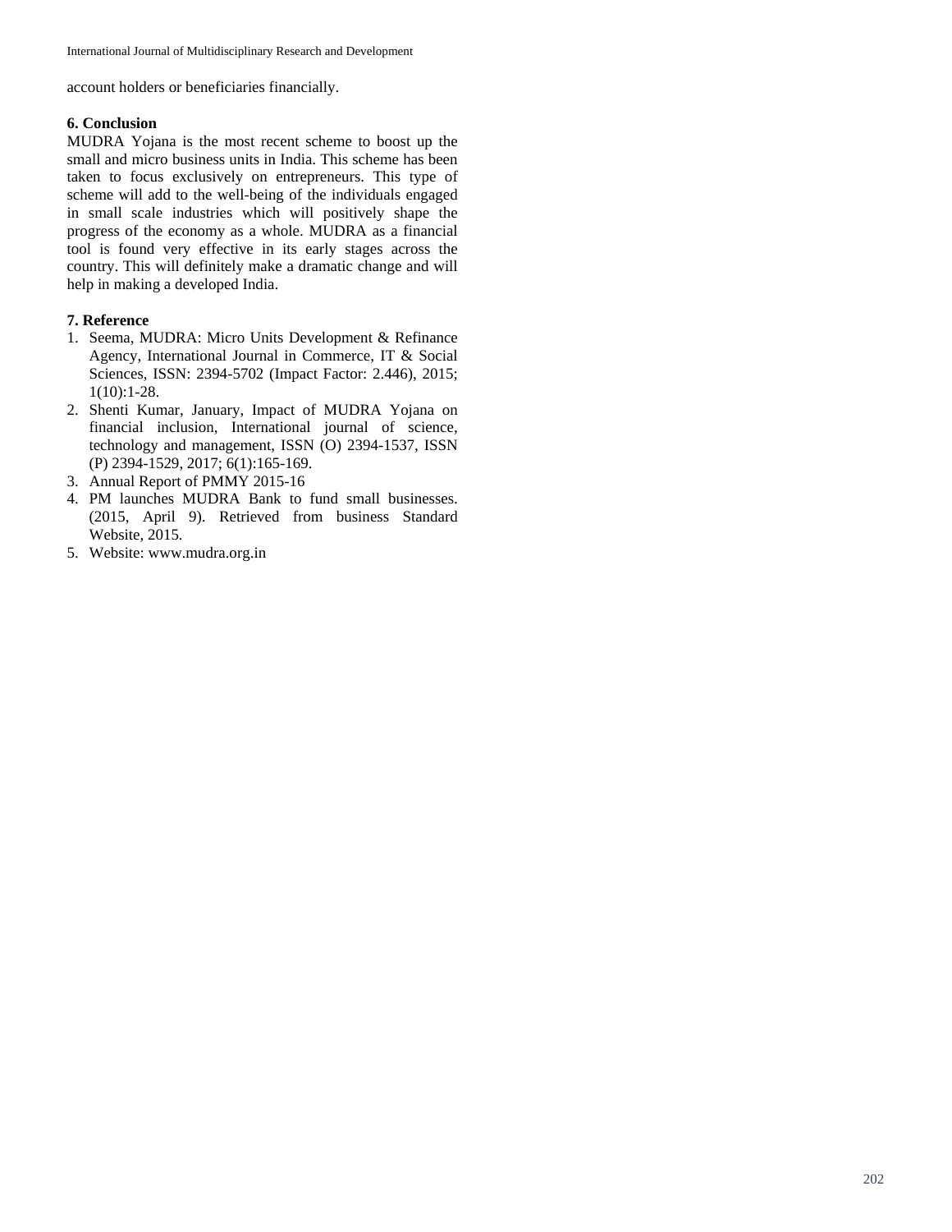account holders or beneficiaries financially.

**6. Conclusion**

MUDRA Yojana is the most recent scheme to boost up the small and micro business units in India. This scheme has been taken to focus exclusively on entrepreneurs. This type of scheme will add to the well-being of the individuals engaged in small scale industries which will positively shape the progress of the economy as a whole. MUDRA as a financial tool is found very effective in its early stages across the country. This will definitely make a dramatic change and will help in making a developed India.

**7. Reference**

1. Seema, MUDRA: Micro Units Development & Refinance Agency, International Journal in Commerce, IT & Social Sciences, ISSN: 2394-5702 (Impact Factor: 2.446), 2015; 1(10):1-28.
2. Shenti Kumar, January, Impact of MUDRA Yojana on financial inclusion, International journal of science, technology and management, ISSN (O) 2394-1537, ISSN (P) 2394-1529, 2017; 6(1):165-169.
3. Annual Report of PMMY 2015-16
4. PM launches MUDRA Bank to fund small businesses. (2015, April 9). Retrieved from business Standard Website, 2015.
5. Website: www.mudra.org.in